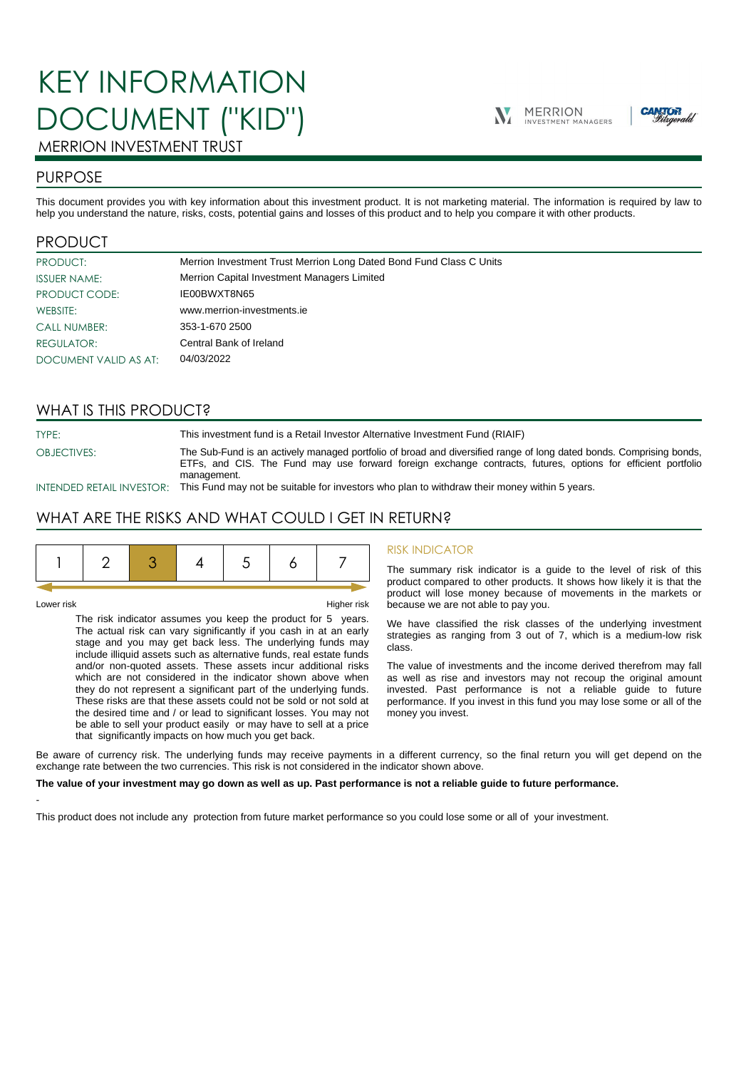# KEY INFORMATION DOCUMENT ("KID")

MERRION INVESTMENT TRUST

## PURPOSE

This document provides you with key information about this investment product. It is not marketing material. The information is required by law to help you understand the nature, risks, costs, potential gains and losses of this product and to help you compare it with other products.

## PRODUCT

| | |
|---|---|
| PRODUCT: | Merrion Investment Trust Merrion Long Dated Bond Fund Class C Units |
| ISSUER NAME: | Merrion Capital Investment Managers Limited |
| PRODUCT CODE: | IE00BWXT8N65 |
| WEBSITE: | www.merrion-investments.ie |
| CALL NUMBER: | 353-1-670 2500 |
| REGULATOR: | Central Bank of Ireland |
| DOCUMENT VALID AS AT: | 04/03/2022 |

## WHAT IS THIS PRODUCT?

| | |
|---|---|
| TYPE: | This investment fund is a Retail Investor Alternative Investment Fund (RIAIF) |
| OBJECTIVES: | The Sub-Fund is an actively managed portfolio of broad and diversified range of long dated bonds. Comprising bonds, ETFs, and CIS. The Fund may use forward foreign exchange contracts, futures, options for efficient portfolio management. |
| INTENDED RETAIL INVESTOR: | This Fund may not be suitable for investors who plan to withdraw their money within 5 years. |

## WHAT ARE THE RISKS AND WHAT COULD I GET IN RETURN?

| 1 | 2 | **3** | 4 | 5 | 6 | 7 |
|---|---|---|---|---|---|---|

Lower risk — Higher risk

The risk indicator assumes you keep the product for 5 years. The actual risk can vary significantly if you cash in at an early stage and you may get back less. The underlying funds may include illiquid assets such as alternative funds, real estate funds and/or non-quoted assets. These assets incur additional risks which are not considered in the indicator shown above when they do not represent a significant part of the underlying funds. These risks are that these assets could not be sold or not sold at the desired time and / or lead to significant losses. You may not be able to sell your product easily or may have to sell at a price that significantly impacts on how much you get back.

### RISK INDICATOR

The summary risk indicator is a guide to the level of risk of this product compared to other products. It shows how likely it is that the product will lose money because of movements in the markets or because we are not able to pay you.

We have classified the risk classes of the underlying investment strategies as ranging from 3 out of 7, which is a medium-low risk class.

The value of investments and the income derived therefrom may fall as well as rise and investors may not recoup the original amount invested. Past performance is not a reliable guide to future performance. If you invest in this fund you may lose some or all of the money you invest.

Be aware of currency risk. The underlying funds may receive payments in a different currency, so the final return you will get depend on the exchange rate between the two currencies. This risk is not considered in the indicator shown above.

**The value of your investment may go down as well as up. Past performance is not a reliable guide to future performance.**

-

This product does not include any protection from future market performance so you could lose some or all of your investment.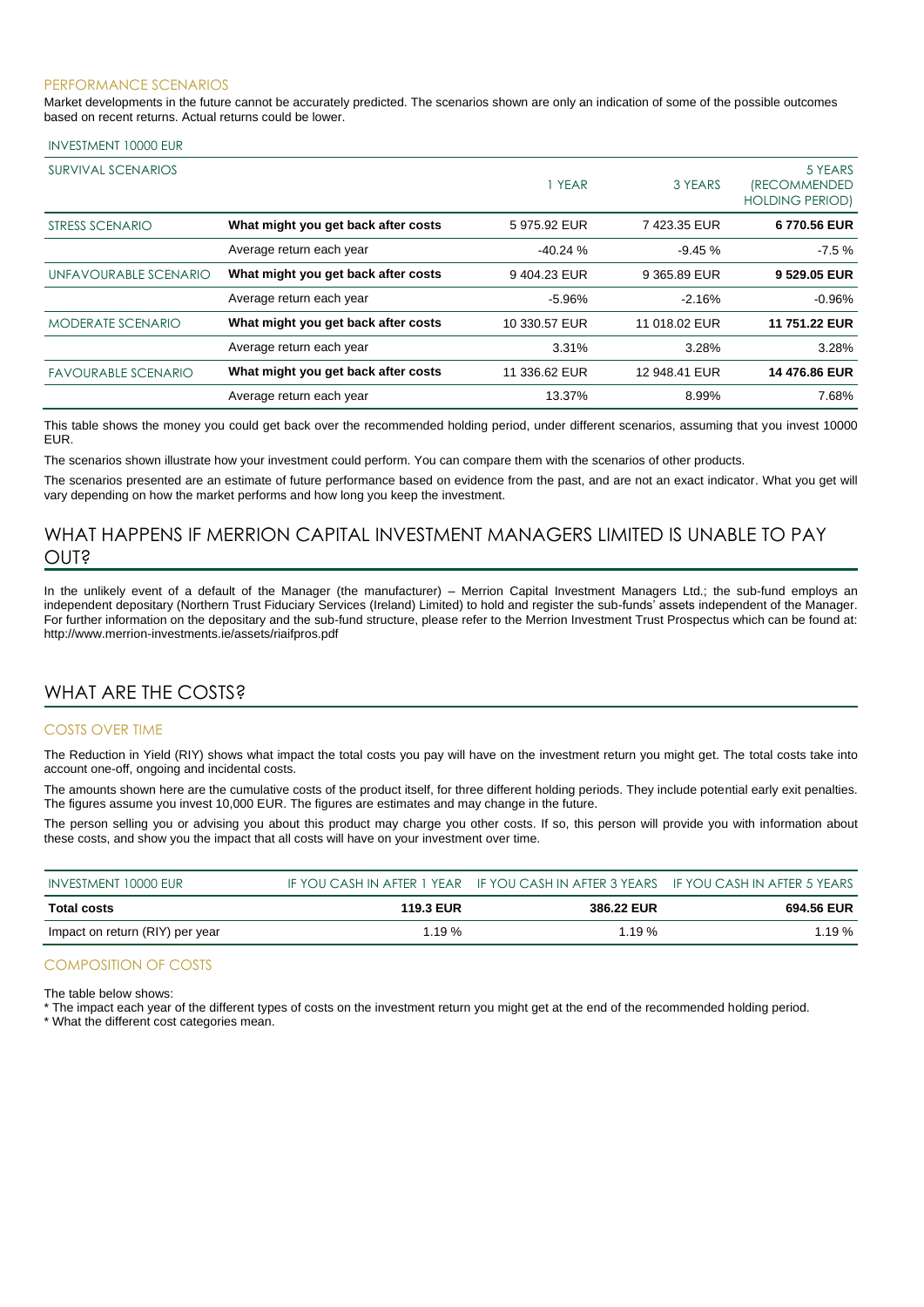### PERFORMANCE SCENARIOS

Market developments in the future cannot be accurately predicted. The scenarios shown are only an indication of some of the possible outcomes based on recent returns. Actual returns could be lower.

INVESTMENT 10000 EUR

| SURVIVAL SCENARIOS | | 1 YEAR | 3 YEARS | 5 YEARS (RECOMMENDED HOLDING PERIOD) |
|---|---|---|---|---|
| STRESS SCENARIO | **What might you get back after costs** | 5 975.92 EUR | 7 423.35 EUR | **6 770.56 EUR** |
| | Average return each year | -40.24 % | -9.45 % | -7.5 % |
| UNFAVOURABLE SCENARIO | **What might you get back after costs** | 9 404.23 EUR | 9 365.89 EUR | **9 529.05 EUR** |
| | Average return each year | -5.96% | -2.16% | -0.96% |
| MODERATE SCENARIO | **What might you get back after costs** | 10 330.57 EUR | 11 018.02 EUR | **11 751.22 EUR** |
| | Average return each year | 3.31% | 3.28% | 3.28% |
| FAVOURABLE SCENARIO | **What might you get back after costs** | 11 336.62 EUR | 12 948.41 EUR | **14 476.86 EUR** |
| | Average return each year | 13.37% | 8.99% | 7.68% |

This table shows the money you could get back over the recommended holding period, under different scenarios, assuming that you invest 10000 EUR.

The scenarios shown illustrate how your investment could perform. You can compare them with the scenarios of other products.

The scenarios presented are an estimate of future performance based on evidence from the past, and are not an exact indicator. What you get will vary depending on how the market performs and how long you keep the investment.

## WHAT HAPPENS IF MERRION CAPITAL INVESTMENT MANAGERS LIMITED IS UNABLE TO PAY OUT?

In the unlikely event of a default of the Manager (the manufacturer) – Merrion Capital Investment Managers Ltd.; the sub-fund employs an independent depositary (Northern Trust Fiduciary Services (Ireland) Limited) to hold and register the sub-funds' assets independent of the Manager. For further information on the depositary and the sub-fund structure, please refer to the Merrion Investment Trust Prospectus which can be found at: http://www.merrion-investments.ie/assets/riaifpros.pdf

## WHAT ARE THE COSTS?

### COSTS OVER TIME

The Reduction in Yield (RIY) shows what impact the total costs you pay will have on the investment return you might get. The total costs take into account one-off, ongoing and incidental costs.

The amounts shown here are the cumulative costs of the product itself, for three different holding periods. They include potential early exit penalties. The figures assume you invest 10,000 EUR. The figures are estimates and may change in the future.

The person selling you or advising you about this product may charge you other costs. If so, this person will provide you with information about these costs, and show you the impact that all costs will have on your investment over time.

| INVESTMENT 10000 EUR | IF YOU CASH IN AFTER 1 YEAR | IF YOU CASH IN AFTER 3 YEARS | IF YOU CASH IN AFTER 5 YEARS |
|---|---|---|---|
| **Total costs** | **119.3 EUR** | **386.22 EUR** | **694.56 EUR** |
| Impact on return (RIY) per year | 1.19 % | 1.19 % | 1.19 % |

### COMPOSITION OF COSTS

The table below shows:

* The impact each year of the different types of costs on the investment return you might get at the end of the recommended holding period.
* What the different cost categories mean.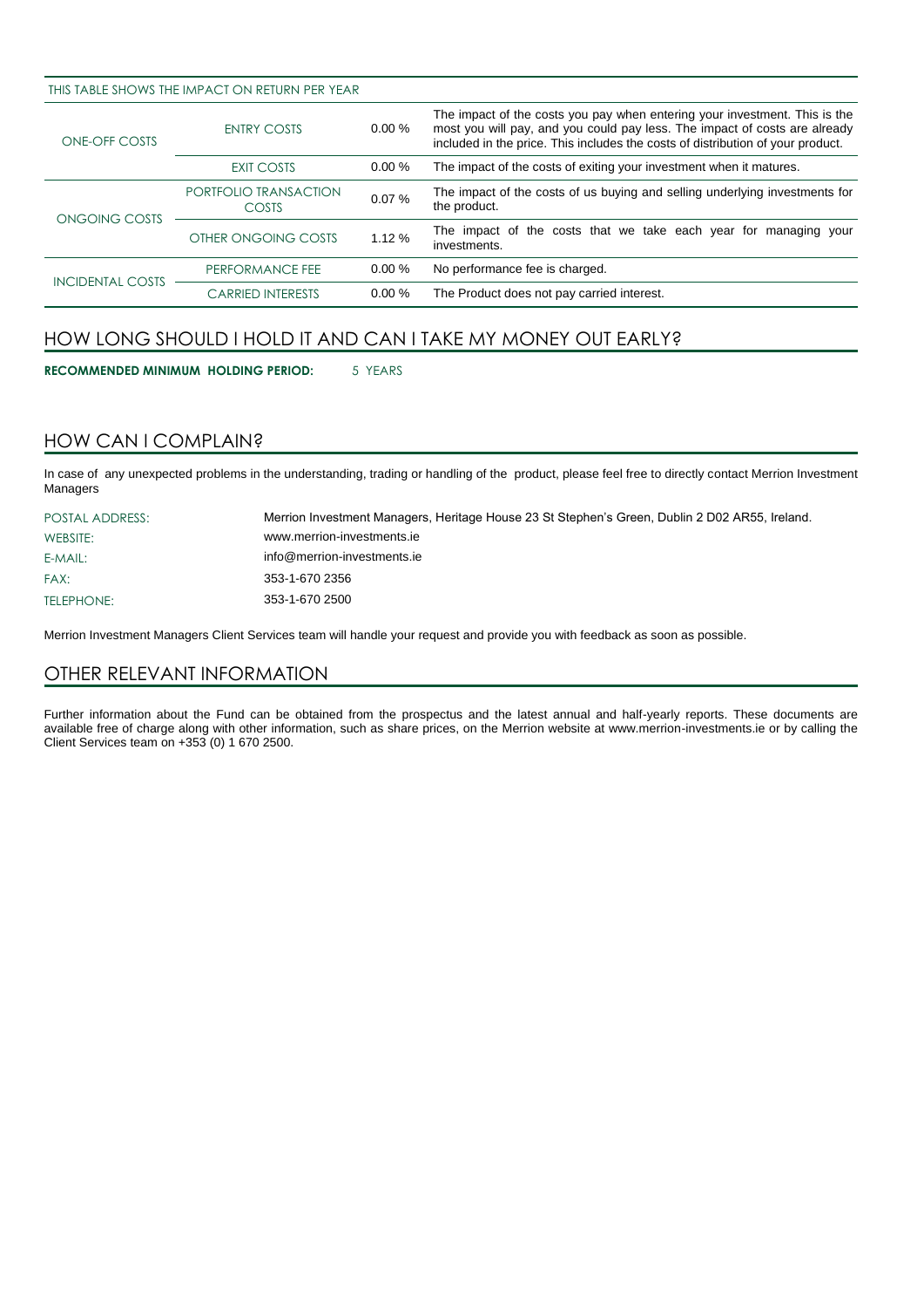| THIS TABLE SHOWS THE IMPACT ON RETURN PER YEAR | | | |
|---|---|---|---|
| ONE-OFF COSTS | ENTRY COSTS | 0.00 % | The impact of the costs you pay when entering your investment. This is the most you will pay, and you could pay less. The impact of costs are already included in the price. This includes the costs of distribution of your product. |
| | EXIT COSTS | 0.00 % | The impact of the costs of exiting your investment when it matures. |
| ONGOING COSTS | PORTFOLIO TRANSACTION COSTS | 0.07 % | The impact of the costs of us buying and selling underlying investments for the product. |
| | OTHER ONGOING COSTS | 1.12 % | The impact of the costs that we take each year for managing your investments. |
| INCIDENTAL COSTS | PERFORMANCE FEE | 0.00 % | No performance fee is charged. |
| | CARRIED INTERESTS | 0.00 % | The Product does not pay carried interest. |

## HOW LONG SHOULD I HOLD IT AND CAN I TAKE MY MONEY OUT EARLY?

**RECOMMENDED MINIMUM HOLDING PERIOD:** 5 YEARS

## HOW CAN I COMPLAIN?

In case of any unexpected problems in the understanding, trading or handling of the product, please feel free to directly contact Merrion Investment Managers

| | |
|---|---|
| POSTAL ADDRESS: | Merrion Investment Managers, Heritage House 23 St Stephen's Green, Dublin 2 D02 AR55, Ireland. |
| WEBSITE: | www.merrion-investments.ie |
| E-MAIL: | info@merrion-investments.ie |
| FAX: | 353-1-670 2356 |
| TELEPHONE: | 353-1-670 2500 |

Merrion Investment Managers Client Services team will handle your request and provide you with feedback as soon as possible.

## OTHER RELEVANT INFORMATION

Further information about the Fund can be obtained from the prospectus and the latest annual and half-yearly reports. These documents are available free of charge along with other information, such as share prices, on the Merrion website at www.merrion-investments.ie or by calling the Client Services team on +353 (0) 1 670 2500.